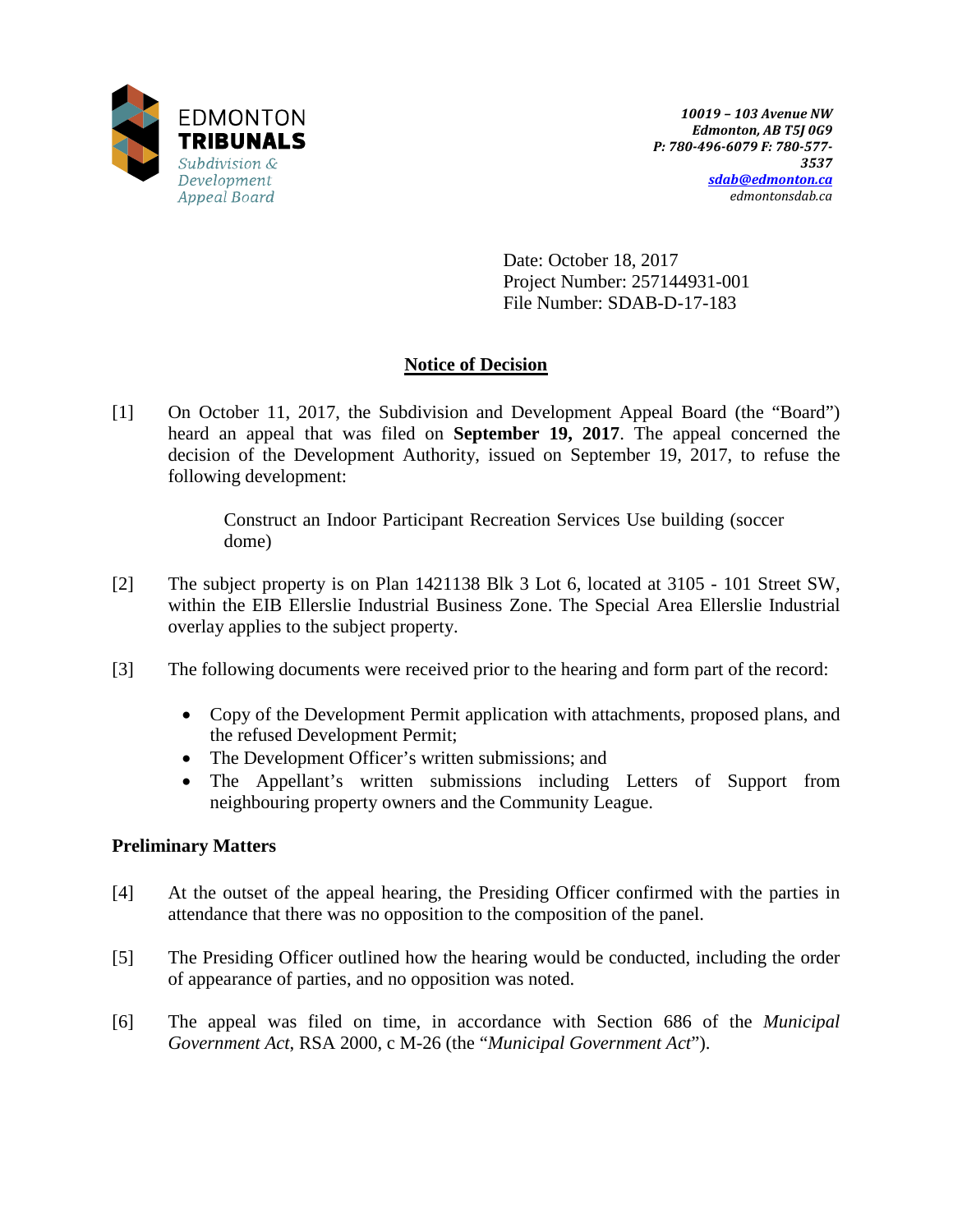EDMONTON
**TRIBUNALS**
*Subdivision & Development Appeal Board*

*10019 – 103 Avenue NW*
*Edmonton, AB T5J 0G9*
*P: 780-496-6079 F: 780-577-3537*
*sdab@edmonton.ca*
*edmontonsdab.ca*

Date: October 18, 2017
Project Number: 257144931-001
File Number: SDAB-D-17-183

## Notice of Decision

[1] On October 11, 2017, the Subdivision and Development Appeal Board (the "Board") heard an appeal that was filed on **September 19, 2017**. The appeal concerned the decision of the Development Authority, issued on September 19, 2017, to refuse the following development:

> Construct an Indoor Participant Recreation Services Use building (soccer dome)

[2] The subject property is on Plan 1421138 Blk 3 Lot 6, located at 3105 - 101 Street SW, within the EIB Ellerslie Industrial Business Zone. The Special Area Ellerslie Industrial overlay applies to the subject property.

[3] The following documents were received prior to the hearing and form part of the record:

- Copy of the Development Permit application with attachments, proposed plans, and the refused Development Permit;
- The Development Officer's written submissions; and
- The Appellant's written submissions including Letters of Support from neighbouring property owners and the Community League.

### Preliminary Matters

[4] At the outset of the appeal hearing, the Presiding Officer confirmed with the parties in attendance that there was no opposition to the composition of the panel.

[5] The Presiding Officer outlined how the hearing would be conducted, including the order of appearance of parties, and no opposition was noted.

[6] The appeal was filed on time, in accordance with Section 686 of the *Municipal Government Act*, RSA 2000, c M-26 (the "*Municipal Government Act*").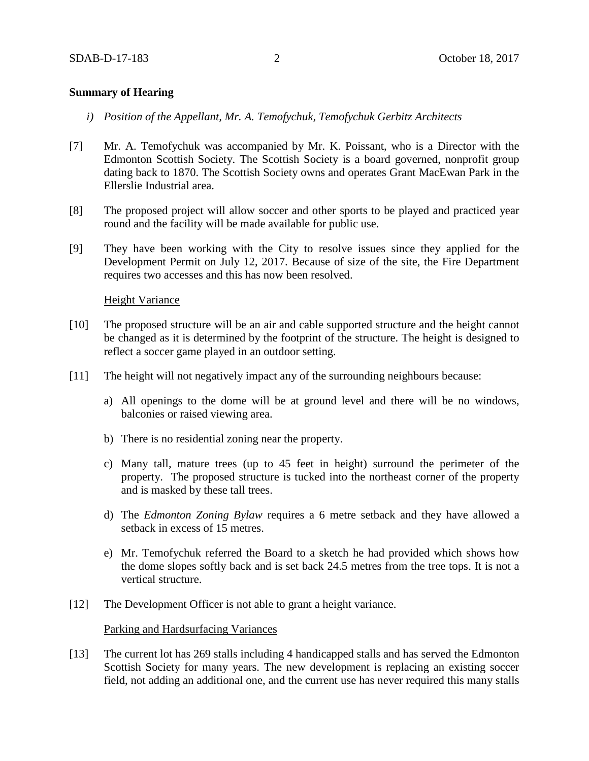**Summary of Hearing**

*i) Position of the Appellant, Mr. A. Temofychuk, Temofychuk Gerbitz Architects*

[7] Mr. A. Temofychuk was accompanied by Mr. K. Poissant, who is a Director with the Edmonton Scottish Society. The Scottish Society is a board governed, nonprofit group dating back to 1870. The Scottish Society owns and operates Grant MacEwan Park in the Ellerslie Industrial area.

[8] The proposed project will allow soccer and other sports to be played and practiced year round and the facility will be made available for public use.

[9] They have been working with the City to resolve issues since they applied for the Development Permit on July 12, 2017. Because of size of the site, the Fire Department requires two accesses and this has now been resolved.

<u>Height Variance</u>

[10] The proposed structure will be an air and cable supported structure and the height cannot be changed as it is determined by the footprint of the structure. The height is designed to reflect a soccer game played in an outdoor setting.

[11] The height will not negatively impact any of the surrounding neighbours because:

a) All openings to the dome will be at ground level and there will be no windows, balconies or raised viewing area.

b) There is no residential zoning near the property.

c) Many tall, mature trees (up to 45 feet in height) surround the perimeter of the property. The proposed structure is tucked into the northeast corner of the property and is masked by these tall trees.

d) The *Edmonton Zoning Bylaw* requires a 6 metre setback and they have allowed a setback in excess of 15 metres.

e) Mr. Temofychuk referred the Board to a sketch he had provided which shows how the dome slopes softly back and is set back 24.5 metres from the tree tops. It is not a vertical structure.

[12] The Development Officer is not able to grant a height variance.

<u>Parking and Hardsurfacing Variances</u>

[13] The current lot has 269 stalls including 4 handicapped stalls and has served the Edmonton Scottish Society for many years. The new development is replacing an existing soccer field, not adding an additional one, and the current use has never required this many stalls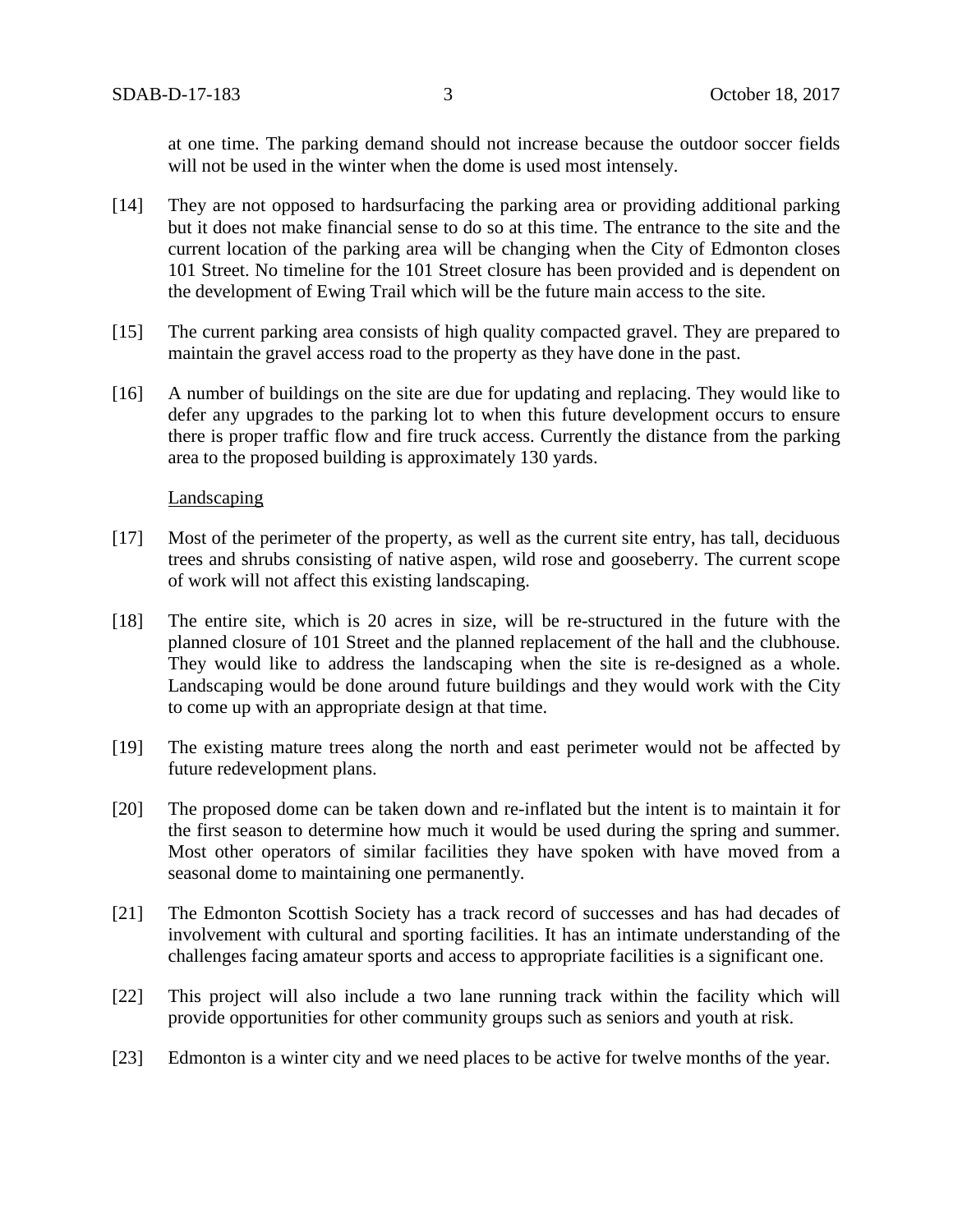at one time. The parking demand should not increase because the outdoor soccer fields will not be used in the winter when the dome is used most intensely.

[14] They are not opposed to hardsurfacing the parking area or providing additional parking but it does not make financial sense to do so at this time. The entrance to the site and the current location of the parking area will be changing when the City of Edmonton closes 101 Street. No timeline for the 101 Street closure has been provided and is dependent on the development of Ewing Trail which will be the future main access to the site.

[15] The current parking area consists of high quality compacted gravel. They are prepared to maintain the gravel access road to the property as they have done in the past.

[16] A number of buildings on the site are due for updating and replacing. They would like to defer any upgrades to the parking lot to when this future development occurs to ensure there is proper traffic flow and fire truck access. Currently the distance from the parking area to the proposed building is approximately 130 yards.

<u>Landscaping</u>

[17] Most of the perimeter of the property, as well as the current site entry, has tall, deciduous trees and shrubs consisting of native aspen, wild rose and gooseberry. The current scope of work will not affect this existing landscaping.

[18] The entire site, which is 20 acres in size, will be re-structured in the future with the planned closure of 101 Street and the planned replacement of the hall and the clubhouse. They would like to address the landscaping when the site is re-designed as a whole. Landscaping would be done around future buildings and they would work with the City to come up with an appropriate design at that time.

[19] The existing mature trees along the north and east perimeter would not be affected by future redevelopment plans.

[20] The proposed dome can be taken down and re-inflated but the intent is to maintain it for the first season to determine how much it would be used during the spring and summer. Most other operators of similar facilities they have spoken with have moved from a seasonal dome to maintaining one permanently.

[21] The Edmonton Scottish Society has a track record of successes and has had decades of involvement with cultural and sporting facilities. It has an intimate understanding of the challenges facing amateur sports and access to appropriate facilities is a significant one.

[22] This project will also include a two lane running track within the facility which will provide opportunities for other community groups such as seniors and youth at risk.

[23] Edmonton is a winter city and we need places to be active for twelve months of the year.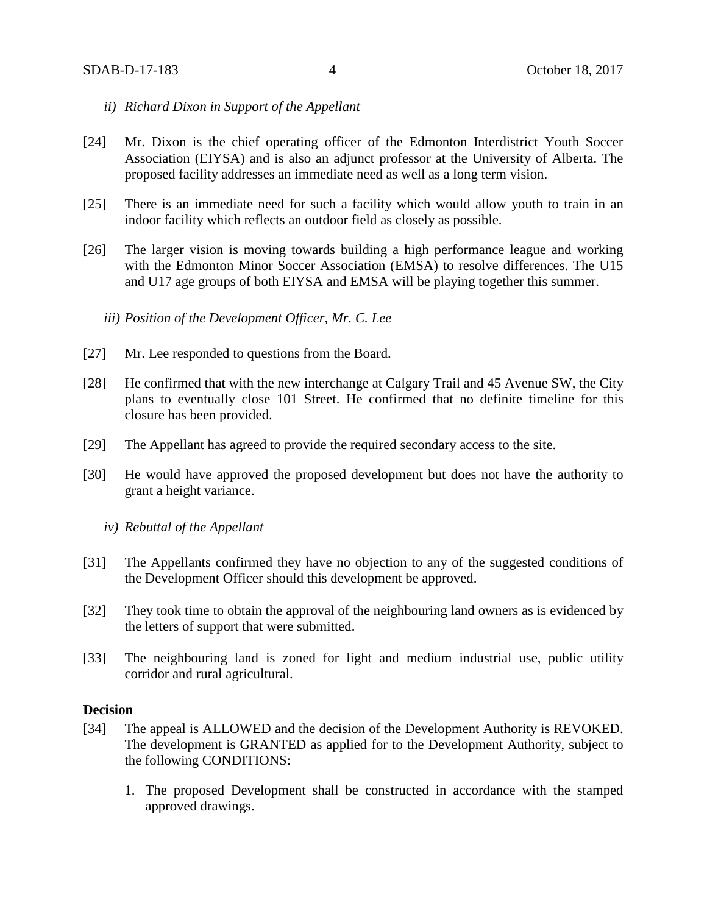*ii) Richard Dixon in Support of the Appellant*

[24] Mr. Dixon is the chief operating officer of the Edmonton Interdistrict Youth Soccer Association (EIYSA) and is also an adjunct professor at the University of Alberta. The proposed facility addresses an immediate need as well as a long term vision.

[25] There is an immediate need for such a facility which would allow youth to train in an indoor facility which reflects an outdoor field as closely as possible.

[26] The larger vision is moving towards building a high performance league and working with the Edmonton Minor Soccer Association (EMSA) to resolve differences. The U15 and U17 age groups of both EIYSA and EMSA will be playing together this summer.

*iii) Position of the Development Officer, Mr. C. Lee*

[27] Mr. Lee responded to questions from the Board.

[28] He confirmed that with the new interchange at Calgary Trail and 45 Avenue SW, the City plans to eventually close 101 Street. He confirmed that no definite timeline for this closure has been provided.

[29] The Appellant has agreed to provide the required secondary access to the site.

[30] He would have approved the proposed development but does not have the authority to grant a height variance.

*iv) Rebuttal of the Appellant*

[31] The Appellants confirmed they have no objection to any of the suggested conditions of the Development Officer should this development be approved.

[32] They took time to obtain the approval of the neighbouring land owners as is evidenced by the letters of support that were submitted.

[33] The neighbouring land is zoned for light and medium industrial use, public utility corridor and rural agricultural.

**Decision**

[34] The appeal is ALLOWED and the decision of the Development Authority is REVOKED. The development is GRANTED as applied for to the Development Authority, subject to the following CONDITIONS:

1. The proposed Development shall be constructed in accordance with the stamped approved drawings.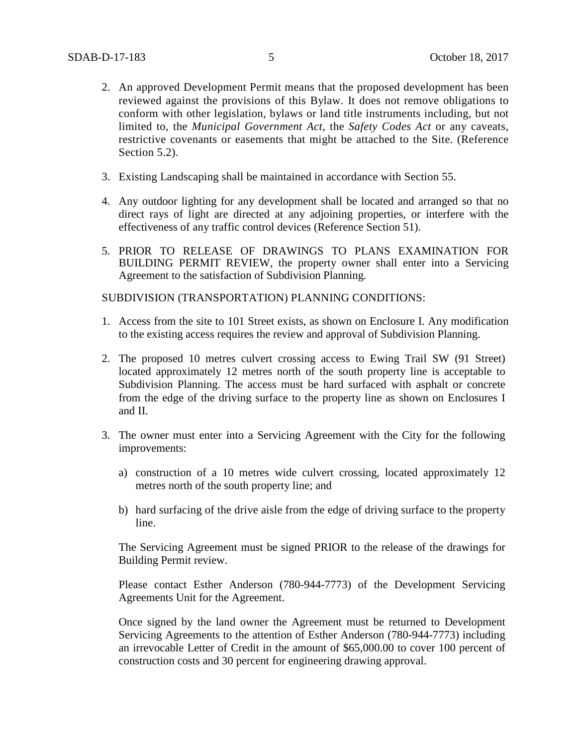2. An approved Development Permit means that the proposed development has been reviewed against the provisions of this Bylaw. It does not remove obligations to conform with other legislation, bylaws or land title instruments including, but not limited to, the *Municipal Government Act*, the *Safety Codes Act* or any caveats, restrictive covenants or easements that might be attached to the Site. (Reference Section 5.2).

3. Existing Landscaping shall be maintained in accordance with Section 55.

4. Any outdoor lighting for any development shall be located and arranged so that no direct rays of light are directed at any adjoining properties, or interfere with the effectiveness of any traffic control devices (Reference Section 51).

5. PRIOR TO RELEASE OF DRAWINGS TO PLANS EXAMINATION FOR BUILDING PERMIT REVIEW, the property owner shall enter into a Servicing Agreement to the satisfaction of Subdivision Planning.

SUBDIVISION (TRANSPORTATION) PLANNING CONDITIONS:

1. Access from the site to 101 Street exists, as shown on Enclosure I. Any modification to the existing access requires the review and approval of Subdivision Planning.

2. The proposed 10 metres culvert crossing access to Ewing Trail SW (91 Street) located approximately 12 metres north of the south property line is acceptable to Subdivision Planning. The access must be hard surfaced with asphalt or concrete from the edge of the driving surface to the property line as shown on Enclosures I and II.

3. The owner must enter into a Servicing Agreement with the City for the following improvements:

   a) construction of a 10 metres wide culvert crossing, located approximately 12 metres north of the south property line; and

   b) hard surfacing of the drive aisle from the edge of driving surface to the property line.

   The Servicing Agreement must be signed PRIOR to the release of the drawings for Building Permit review.

   Please contact Esther Anderson (780-944-7773) of the Development Servicing Agreements Unit for the Agreement.

   Once signed by the land owner the Agreement must be returned to Development Servicing Agreements to the attention of Esther Anderson (780-944-7773) including an irrevocable Letter of Credit in the amount of $65,000.00 to cover 100 percent of construction costs and 30 percent for engineering drawing approval.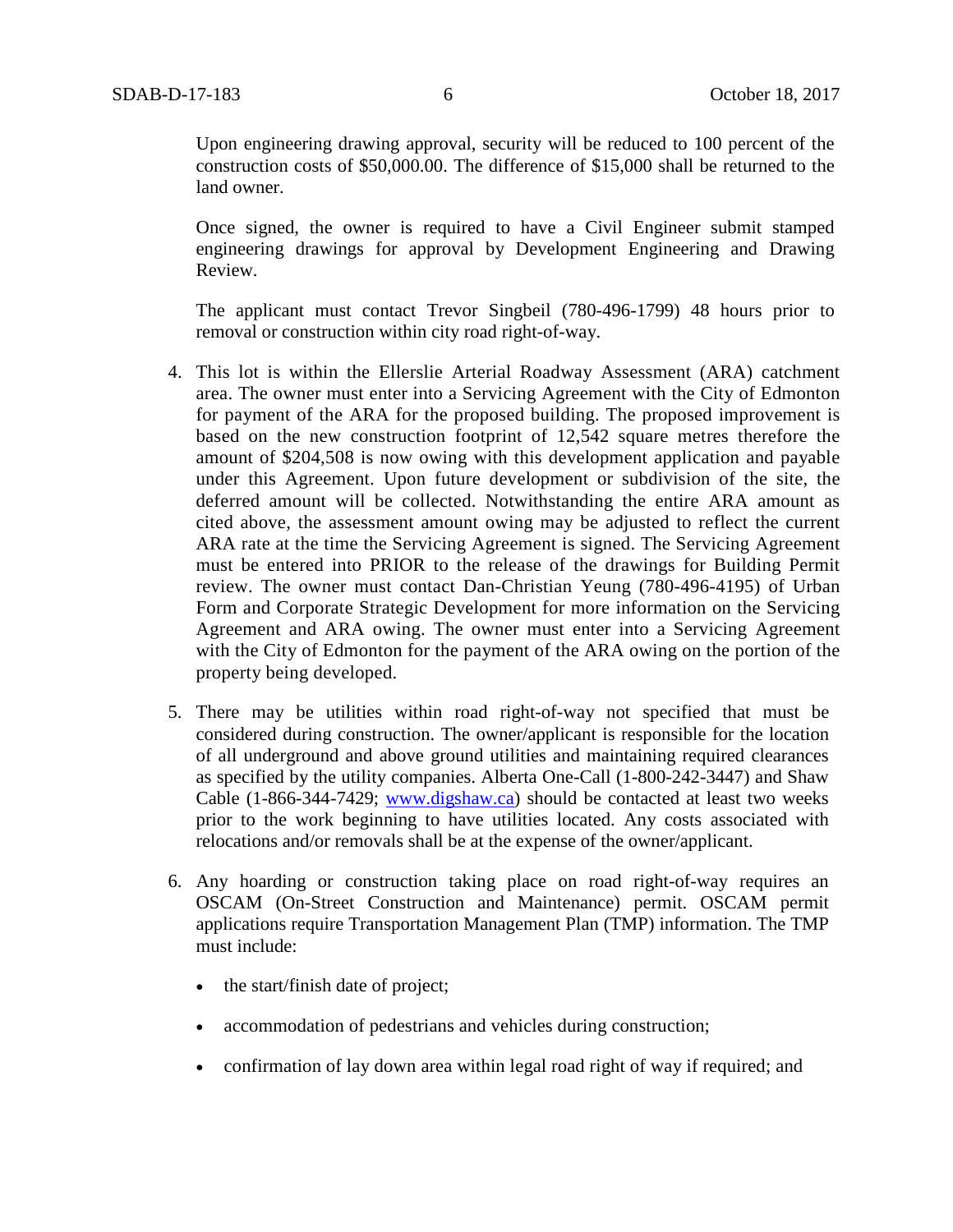Upon engineering drawing approval, security will be reduced to 100 percent of the construction costs of $50,000.00. The difference of $15,000 shall be returned to the land owner.

Once signed, the owner is required to have a Civil Engineer submit stamped engineering drawings for approval by Development Engineering and Drawing Review.

The applicant must contact Trevor Singbeil (780-496-1799) 48 hours prior to removal or construction within city road right-of-way.

4. This lot is within the Ellerslie Arterial Roadway Assessment (ARA) catchment area. The owner must enter into a Servicing Agreement with the City of Edmonton for payment of the ARA for the proposed building. The proposed improvement is based on the new construction footprint of 12,542 square metres therefore the amount of $204,508 is now owing with this development application and payable under this Agreement. Upon future development or subdivision of the site, the deferred amount will be collected. Notwithstanding the entire ARA amount as cited above, the assessment amount owing may be adjusted to reflect the current ARA rate at the time the Servicing Agreement is signed. The Servicing Agreement must be entered into PRIOR to the release of the drawings for Building Permit review. The owner must contact Dan-Christian Yeung (780-496-4195) of Urban Form and Corporate Strategic Development for more information on the Servicing Agreement and ARA owing. The owner must enter into a Servicing Agreement with the City of Edmonton for the payment of the ARA owing on the portion of the property being developed.

5. There may be utilities within road right-of-way not specified that must be considered during construction. The owner/applicant is responsible for the location of all underground and above ground utilities and maintaining required clearances as specified by the utility companies. Alberta One-Call (1-800-242-3447) and Shaw Cable (1-866-344-7429; www.digshaw.ca) should be contacted at least two weeks prior to the work beginning to have utilities located. Any costs associated with relocations and/or removals shall be at the expense of the owner/applicant.

6. Any hoarding or construction taking place on road right-of-way requires an OSCAM (On-Street Construction and Maintenance) permit. OSCAM permit applications require Transportation Management Plan (TMP) information. The TMP must include:

   - the start/finish date of project;
   - accommodation of pedestrians and vehicles during construction;
   - confirmation of lay down area within legal road right of way if required; and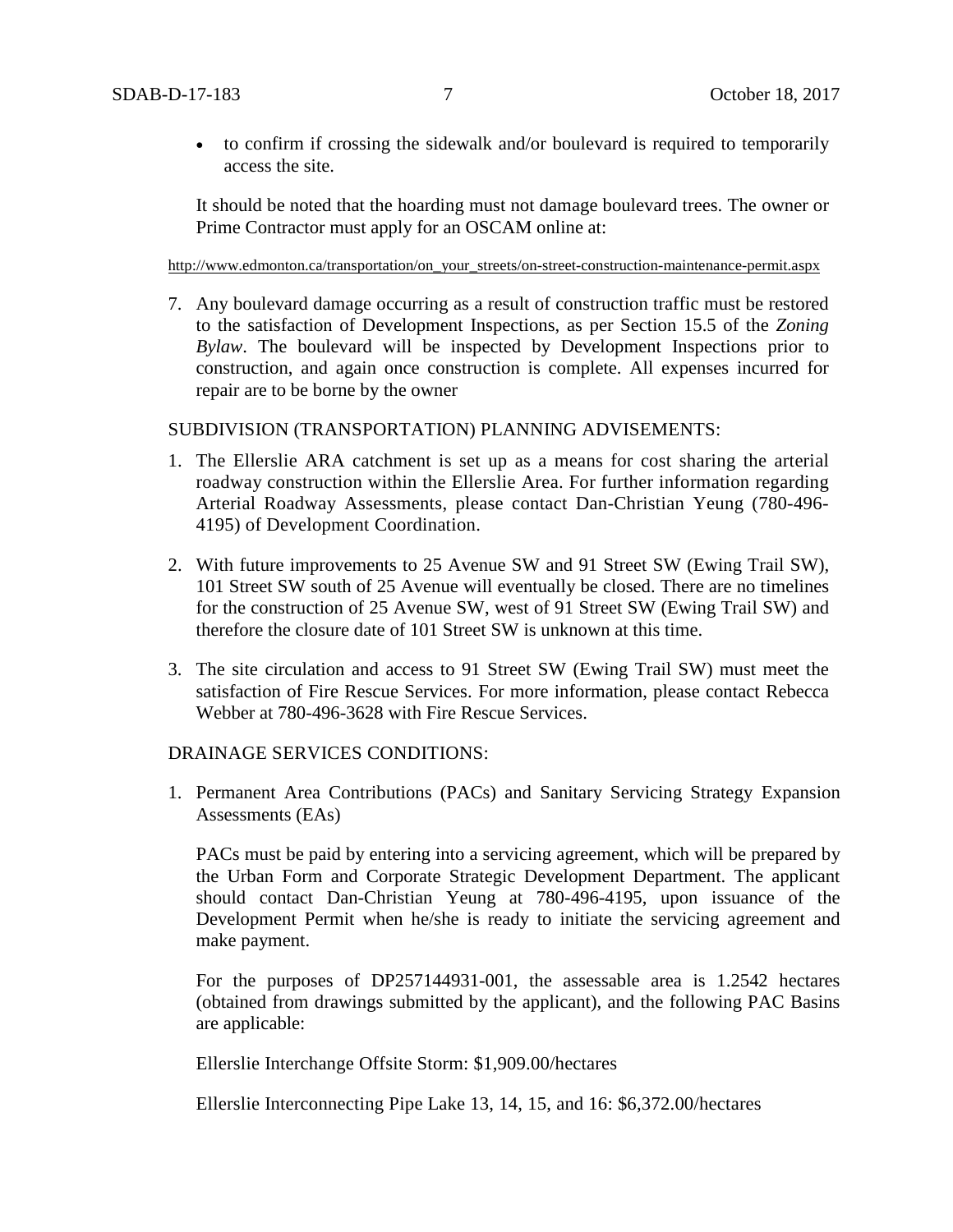- to confirm if crossing the sidewalk and/or boulevard is required to temporarily access the site.

   It should be noted that the hoarding must not damage boulevard trees. The owner or Prime Contractor must apply for an OSCAM online at:

   http://www.edmonton.ca/transportation/on_your_streets/on-street-construction-maintenance-permit.aspx

7. Any boulevard damage occurring as a result of construction traffic must be restored to the satisfaction of Development Inspections, as per Section 15.5 of the *Zoning Bylaw*. The boulevard will be inspected by Development Inspections prior to construction, and again once construction is complete. All expenses incurred for repair are to be borne by the owner

SUBDIVISION (TRANSPORTATION) PLANNING ADVISEMENTS:

1. The Ellerslie ARA catchment is set up as a means for cost sharing the arterial roadway construction within the Ellerslie Area. For further information regarding Arterial Roadway Assessments, please contact Dan-Christian Yeung (780-496-4195) of Development Coordination.

2. With future improvements to 25 Avenue SW and 91 Street SW (Ewing Trail SW), 101 Street SW south of 25 Avenue will eventually be closed. There are no timelines for the construction of 25 Avenue SW, west of 91 Street SW (Ewing Trail SW) and therefore the closure date of 101 Street SW is unknown at this time.

3. The site circulation and access to 91 Street SW (Ewing Trail SW) must meet the satisfaction of Fire Rescue Services. For more information, please contact Rebecca Webber at 780-496-3628 with Fire Rescue Services.

DRAINAGE SERVICES CONDITIONS:

1. Permanent Area Contributions (PACs) and Sanitary Servicing Strategy Expansion Assessments (EAs)

   PACs must be paid by entering into a servicing agreement, which will be prepared by the Urban Form and Corporate Strategic Development Department. The applicant should contact Dan-Christian Yeung at 780-496-4195, upon issuance of the Development Permit when he/she is ready to initiate the servicing agreement and make payment.

   For the purposes of DP257144931-001, the assessable area is 1.2542 hectares (obtained from drawings submitted by the applicant), and the following PAC Basins are applicable:

   Ellerslie Interchange Offsite Storm: $1,909.00/hectares

   Ellerslie Interconnecting Pipe Lake 13, 14, 15, and 16: $6,372.00/hectares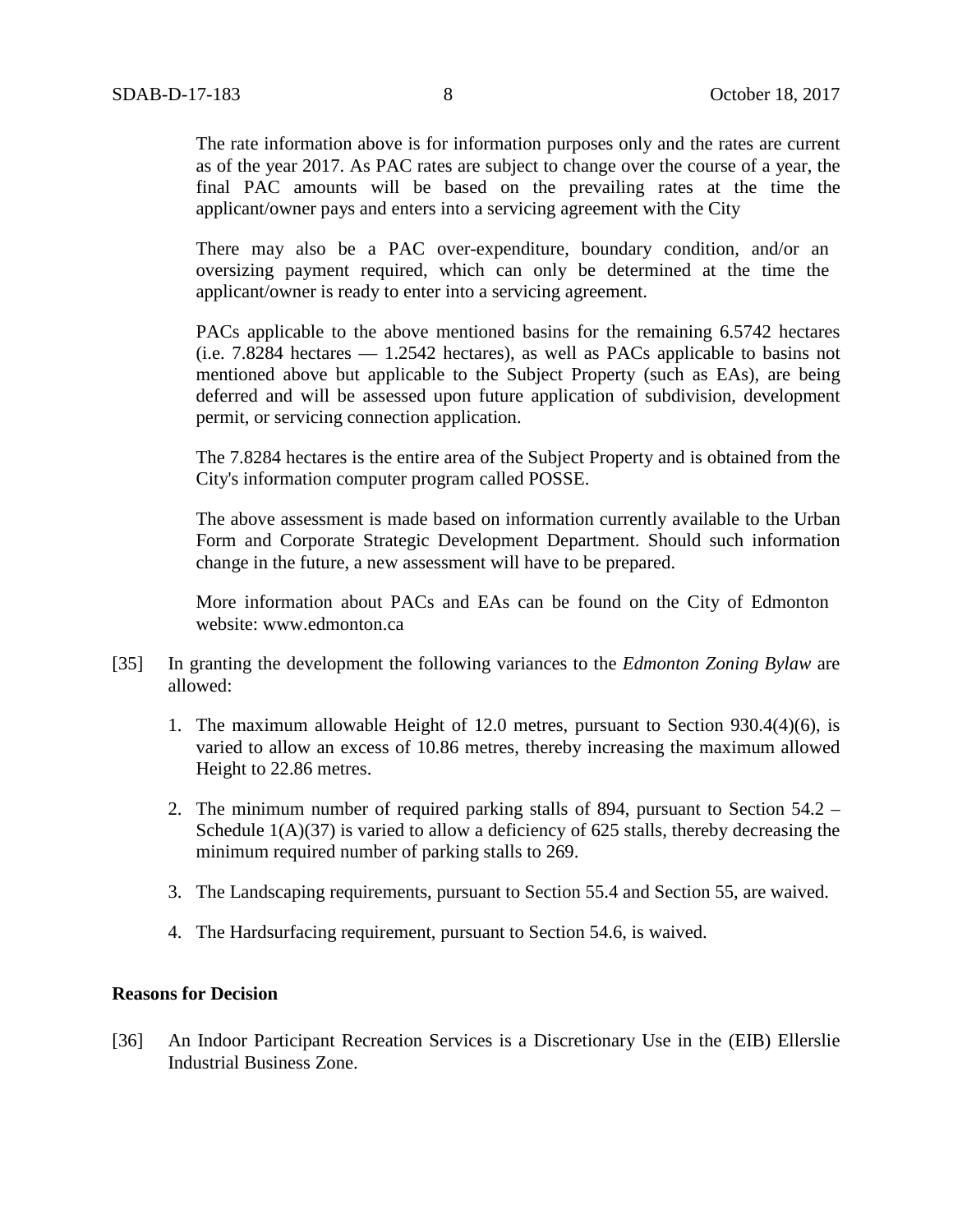The rate information above is for information purposes only and the rates are current as of the year 2017. As PAC rates are subject to change over the course of a year, the final PAC amounts will be based on the prevailing rates at the time the applicant/owner pays and enters into a servicing agreement with the City

There may also be a PAC over-expenditure, boundary condition, and/or an oversizing payment required, which can only be determined at the time the applicant/owner is ready to enter into a servicing agreement.

PACs applicable to the above mentioned basins for the remaining 6.5742 hectares (i.e. 7.8284 hectares — 1.2542 hectares), as well as PACs applicable to basins not mentioned above but applicable to the Subject Property (such as EAs), are being deferred and will be assessed upon future application of subdivision, development permit, or servicing connection application.

The 7.8284 hectares is the entire area of the Subject Property and is obtained from the City's information computer program called POSSE.

The above assessment is made based on information currently available to the Urban Form and Corporate Strategic Development Department. Should such information change in the future, a new assessment will have to be prepared.

More information about PACs and EAs can be found on the City of Edmonton website: www.edmonton.ca

[35] In granting the development the following variances to the *Edmonton Zoning Bylaw* are allowed:

1. The maximum allowable Height of 12.0 metres, pursuant to Section 930.4(4)(6), is varied to allow an excess of 10.86 metres, thereby increasing the maximum allowed Height to 22.86 metres.
2. The minimum number of required parking stalls of 894, pursuant to Section 54.2 – Schedule 1(A)(37) is varied to allow a deficiency of 625 stalls, thereby decreasing the minimum required number of parking stalls to 269.
3. The Landscaping requirements, pursuant to Section 55.4 and Section 55, are waived.
4. The Hardsurfacing requirement, pursuant to Section 54.6, is waived.

**Reasons for Decision**

[36] An Indoor Participant Recreation Services is a Discretionary Use in the (EIB) Ellerslie Industrial Business Zone.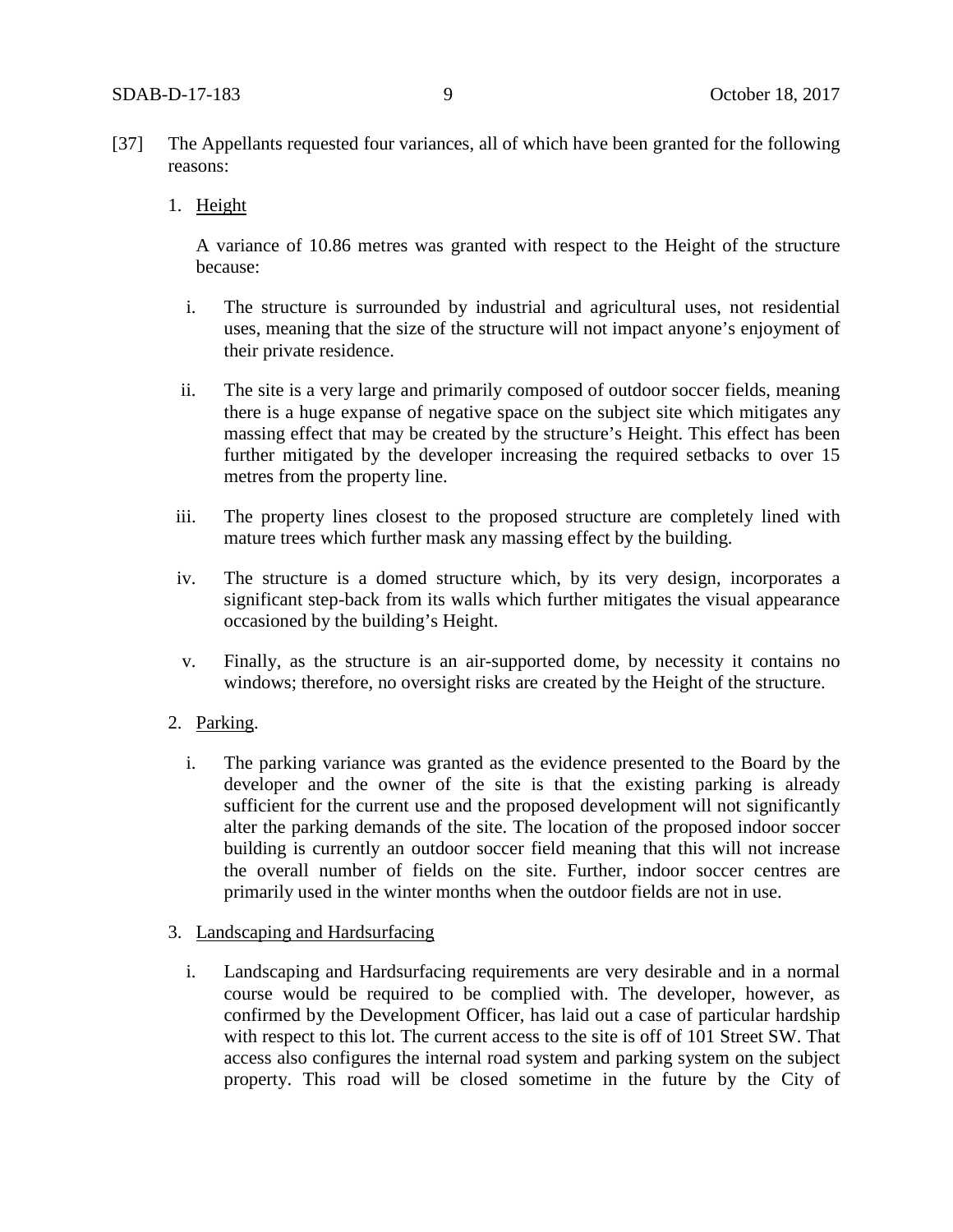[37] The Appellants requested four variances, all of which have been granted for the following reasons:

1. <u>Height</u>

   A variance of 10.86 metres was granted with respect to the Height of the structure because:

   i. The structure is surrounded by industrial and agricultural uses, not residential uses, meaning that the size of the structure will not impact anyone's enjoyment of their private residence.

   ii. The site is a very large and primarily composed of outdoor soccer fields, meaning there is a huge expanse of negative space on the subject site which mitigates any massing effect that may be created by the structure's Height. This effect has been further mitigated by the developer increasing the required setbacks to over 15 metres from the property line.

   iii. The property lines closest to the proposed structure are completely lined with mature trees which further mask any massing effect by the building.

   iv. The structure is a domed structure which, by its very design, incorporates a significant step-back from its walls which further mitigates the visual appearance occasioned by the building's Height.

   v. Finally, as the structure is an air-supported dome, by necessity it contains no windows; therefore, no oversight risks are created by the Height of the structure.

2. <u>Parking</u>.

   i. The parking variance was granted as the evidence presented to the Board by the developer and the owner of the site is that the existing parking is already sufficient for the current use and the proposed development will not significantly alter the parking demands of the site. The location of the proposed indoor soccer building is currently an outdoor soccer field meaning that this will not increase the overall number of fields on the site. Further, indoor soccer centres are primarily used in the winter months when the outdoor fields are not in use.

3. <u>Landscaping and Hardsurfacing</u>

   i. Landscaping and Hardsurfacing requirements are very desirable and in a normal course would be required to be complied with. The developer, however, as confirmed by the Development Officer, has laid out a case of particular hardship with respect to this lot. The current access to the site is off of 101 Street SW. That access also configures the internal road system and parking system on the subject property. This road will be closed sometime in the future by the City of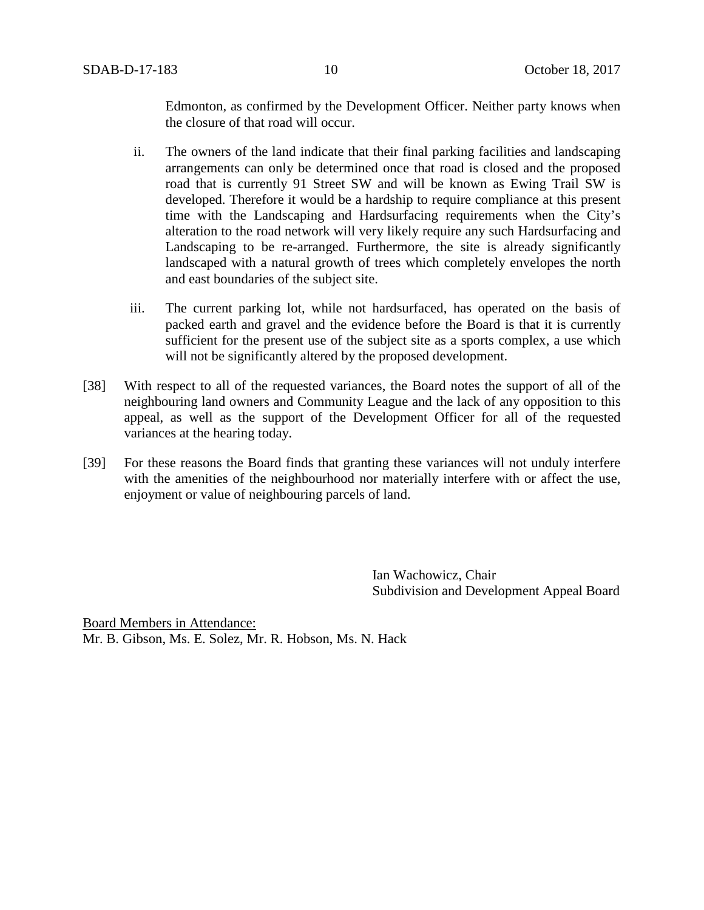Edmonton, as confirmed by the Development Officer. Neither party knows when the closure of that road will occur.

ii. The owners of the land indicate that their final parking facilities and landscaping arrangements can only be determined once that road is closed and the proposed road that is currently 91 Street SW and will be known as Ewing Trail SW is developed. Therefore it would be a hardship to require compliance at this present time with the Landscaping and Hardsurfacing requirements when the City's alteration to the road network will very likely require any such Hardsurfacing and Landscaping to be re-arranged. Furthermore, the site is already significantly landscaped with a natural growth of trees which completely envelopes the north and east boundaries of the subject site.

iii. The current parking lot, while not hardsurfaced, has operated on the basis of packed earth and gravel and the evidence before the Board is that it is currently sufficient for the present use of the subject site as a sports complex, a use which will not be significantly altered by the proposed development.

[38] With respect to all of the requested variances, the Board notes the support of all of the neighbouring land owners and Community League and the lack of any opposition to this appeal, as well as the support of the Development Officer for all of the requested variances at the hearing today.

[39] For these reasons the Board finds that granting these variances will not unduly interfere with the amenities of the neighbourhood nor materially interfere with or affect the use, enjoyment or value of neighbouring parcels of land.

Ian Wachowicz, Chair
Subdivision and Development Appeal Board

<u>Board Members in Attendance:</u>
Mr. B. Gibson, Ms. E. Solez, Mr. R. Hobson, Ms. N. Hack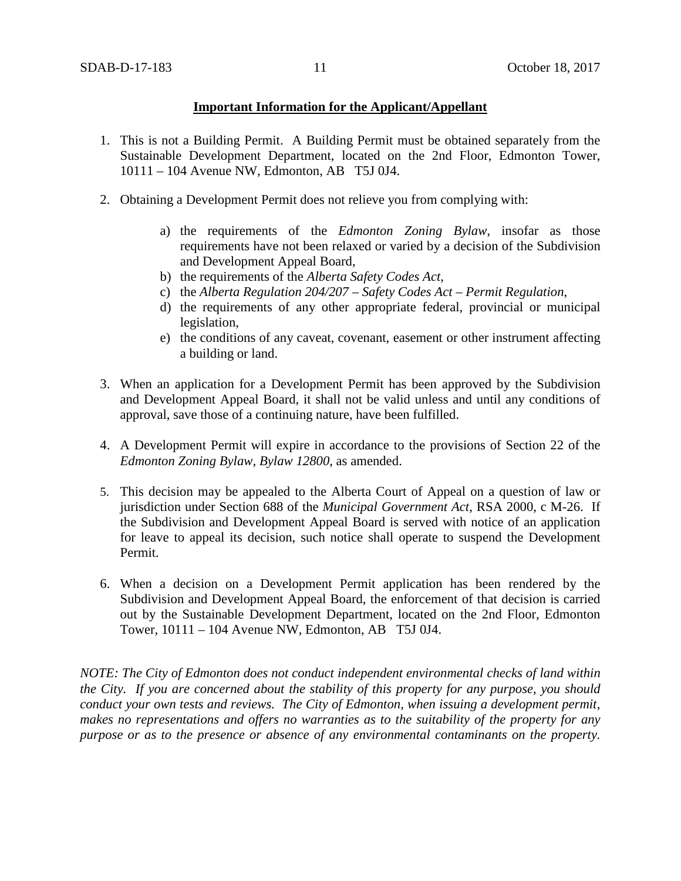**Important Information for the Applicant/Appellant**

1. This is not a Building Permit. A Building Permit must be obtained separately from the Sustainable Development Department, located on the 2nd Floor, Edmonton Tower, 10111 – 104 Avenue NW, Edmonton, AB T5J 0J4.

2. Obtaining a Development Permit does not relieve you from complying with:

   a) the requirements of the *Edmonton Zoning Bylaw*, insofar as those requirements have not been relaxed or varied by a decision of the Subdivision and Development Appeal Board,
   b) the requirements of the *Alberta Safety Codes Act*,
   c) the *Alberta Regulation 204/207 – Safety Codes Act – Permit Regulation*,
   d) the requirements of any other appropriate federal, provincial or municipal legislation,
   e) the conditions of any caveat, covenant, easement or other instrument affecting a building or land.

3. When an application for a Development Permit has been approved by the Subdivision and Development Appeal Board, it shall not be valid unless and until any conditions of approval, save those of a continuing nature, have been fulfilled.

4. A Development Permit will expire in accordance to the provisions of Section 22 of the *Edmonton Zoning Bylaw, Bylaw 12800*, as amended.

5. This decision may be appealed to the Alberta Court of Appeal on a question of law or jurisdiction under Section 688 of the *Municipal Government Act*, RSA 2000, c M-26. If the Subdivision and Development Appeal Board is served with notice of an application for leave to appeal its decision, such notice shall operate to suspend the Development Permit.

6. When a decision on a Development Permit application has been rendered by the Subdivision and Development Appeal Board, the enforcement of that decision is carried out by the Sustainable Development Department, located on the 2nd Floor, Edmonton Tower, 10111 – 104 Avenue NW, Edmonton, AB T5J 0J4.

*NOTE: The City of Edmonton does not conduct independent environmental checks of land within the City. If you are concerned about the stability of this property for any purpose, you should conduct your own tests and reviews. The City of Edmonton, when issuing a development permit, makes no representations and offers no warranties as to the suitability of the property for any purpose or as to the presence or absence of any environmental contaminants on the property.*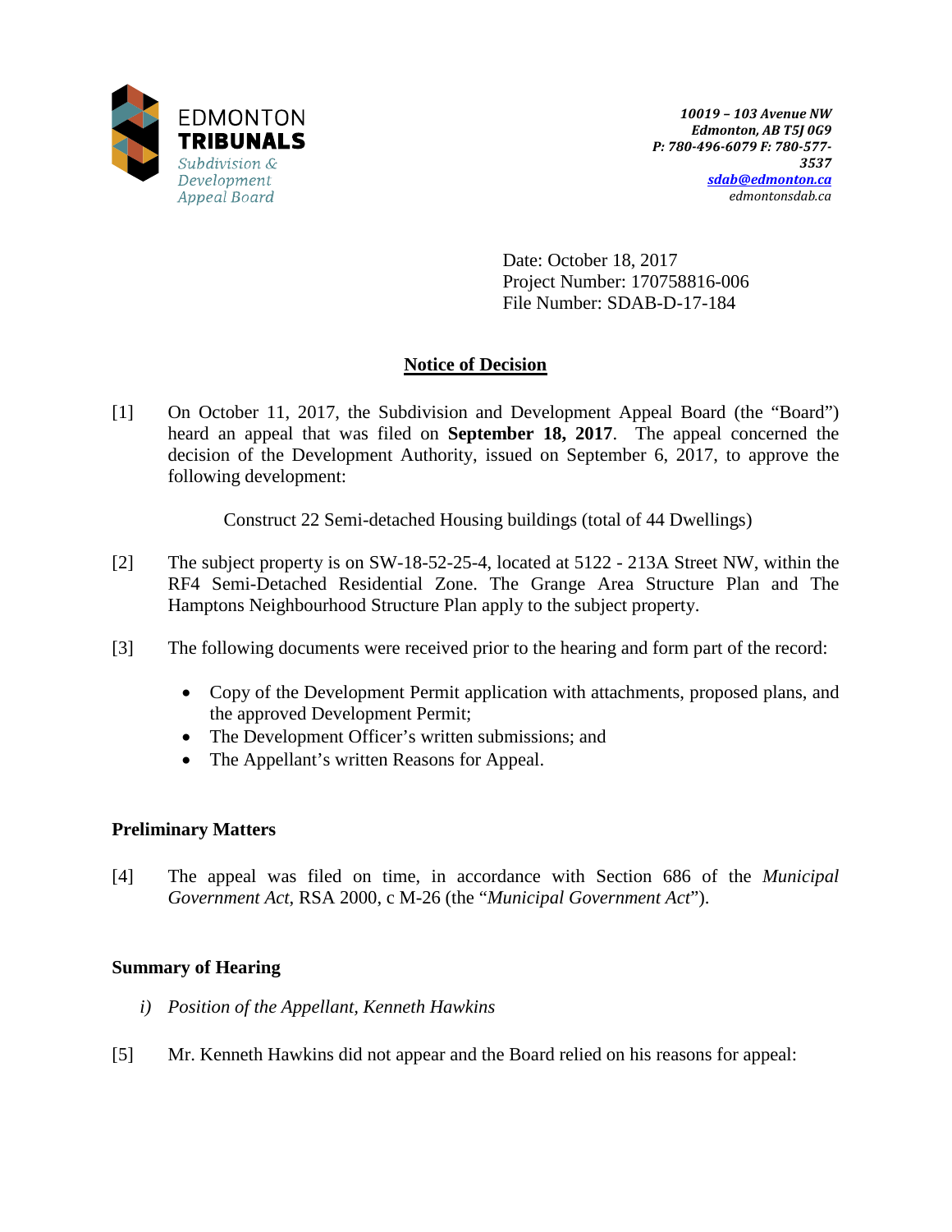EDMONTON
**TRIBUNALS**
*Subdivision & Development Appeal Board*

*10019 – 103 Avenue NW*
*Edmonton, AB T5J 0G9*
*P: 780-496-6079 F: 780-577-3537*
*sdab@edmonton.ca*
*edmontonsdab.ca*

Date: October 18, 2017
Project Number: 170758816-006
File Number: SDAB-D-17-184

## Notice of Decision

[1] On October 11, 2017, the Subdivision and Development Appeal Board (the "Board") heard an appeal that was filed on **September 18, 2017**. The appeal concerned the decision of the Development Authority, issued on September 6, 2017, to approve the following development:

Construct 22 Semi-detached Housing buildings (total of 44 Dwellings)

[2] The subject property is on SW-18-52-25-4, located at 5122 - 213A Street NW, within the RF4 Semi-Detached Residential Zone. The Grange Area Structure Plan and The Hamptons Neighbourhood Structure Plan apply to the subject property.

[3] The following documents were received prior to the hearing and form part of the record:

- Copy of the Development Permit application with attachments, proposed plans, and the approved Development Permit;
- The Development Officer's written submissions; and
- The Appellant's written Reasons for Appeal.

### Preliminary Matters

[4] The appeal was filed on time, in accordance with Section 686 of the *Municipal Government Act*, RSA 2000, c M-26 (the "*Municipal Government Act*").

### Summary of Hearing

*i) Position of the Appellant, Kenneth Hawkins*

[5] Mr. Kenneth Hawkins did not appear and the Board relied on his reasons for appeal: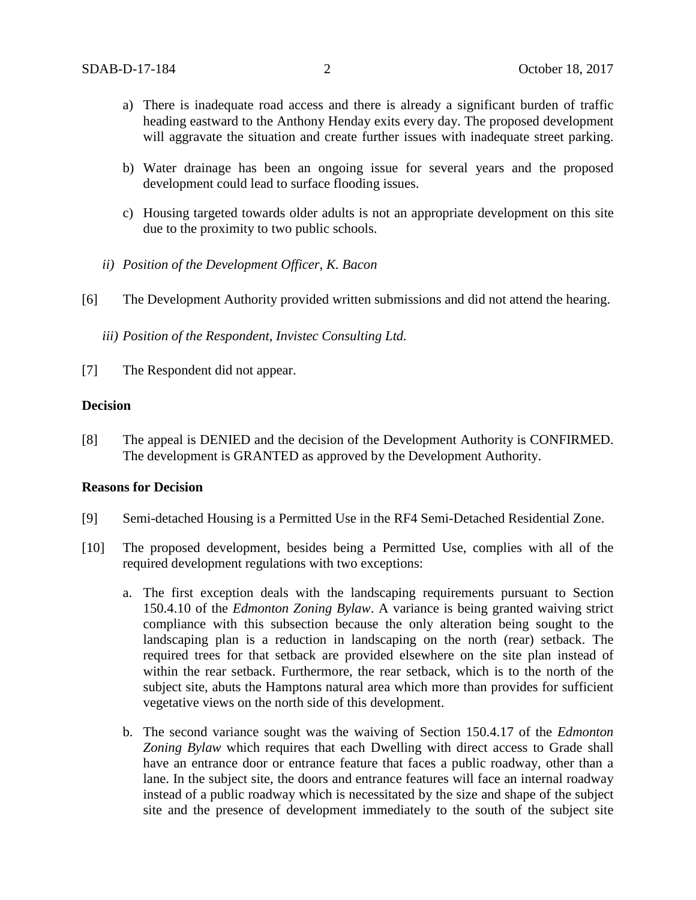a) There is inadequate road access and there is already a significant burden of traffic heading eastward to the Anthony Henday exits every day. The proposed development will aggravate the situation and create further issues with inadequate street parking.

b) Water drainage has been an ongoing issue for several years and the proposed development could lead to surface flooding issues.

c) Housing targeted towards older adults is not an appropriate development on this site due to the proximity to two public schools.

*ii) Position of the Development Officer, K. Bacon*

[6] The Development Authority provided written submissions and did not attend the hearing.

*iii) Position of the Respondent, Invistec Consulting Ltd.*

[7] The Respondent did not appear.

**Decision**

[8] The appeal is DENIED and the decision of the Development Authority is CONFIRMED. The development is GRANTED as approved by the Development Authority.

**Reasons for Decision**

[9] Semi-detached Housing is a Permitted Use in the RF4 Semi-Detached Residential Zone.

[10] The proposed development, besides being a Permitted Use, complies with all of the required development regulations with two exceptions:

a. The first exception deals with the landscaping requirements pursuant to Section 150.4.10 of the *Edmonton Zoning Bylaw*. A variance is being granted waiving strict compliance with this subsection because the only alteration being sought to the landscaping plan is a reduction in landscaping on the north (rear) setback. The required trees for that setback are provided elsewhere on the site plan instead of within the rear setback. Furthermore, the rear setback, which is to the north of the subject site, abuts the Hamptons natural area which more than provides for sufficient vegetative views on the north side of this development.

b. The second variance sought was the waiving of Section 150.4.17 of the *Edmonton Zoning Bylaw* which requires that each Dwelling with direct access to Grade shall have an entrance door or entrance feature that faces a public roadway, other than a lane. In the subject site, the doors and entrance features will face an internal roadway instead of a public roadway which is necessitated by the size and shape of the subject site and the presence of development immediately to the south of the subject site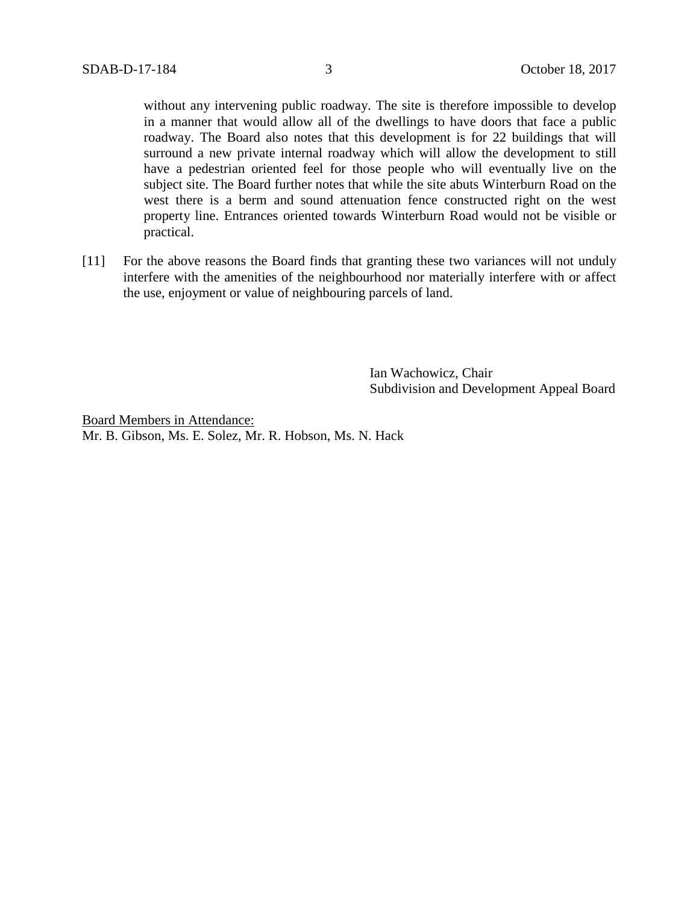without any intervening public roadway. The site is therefore impossible to develop in a manner that would allow all of the dwellings to have doors that face a public roadway. The Board also notes that this development is for 22 buildings that will surround a new private internal roadway which will allow the development to still have a pedestrian oriented feel for those people who will eventually live on the subject site. The Board further notes that while the site abuts Winterburn Road on the west there is a berm and sound attenuation fence constructed right on the west property line. Entrances oriented towards Winterburn Road would not be visible or practical.

[11] For the above reasons the Board finds that granting these two variances will not unduly interfere with the amenities of the neighbourhood nor materially interfere with or affect the use, enjoyment or value of neighbouring parcels of land.

Ian Wachowicz, Chair
Subdivision and Development Appeal Board

Board Members in Attendance:
Mr. B. Gibson, Ms. E. Solez, Mr. R. Hobson, Ms. N. Hack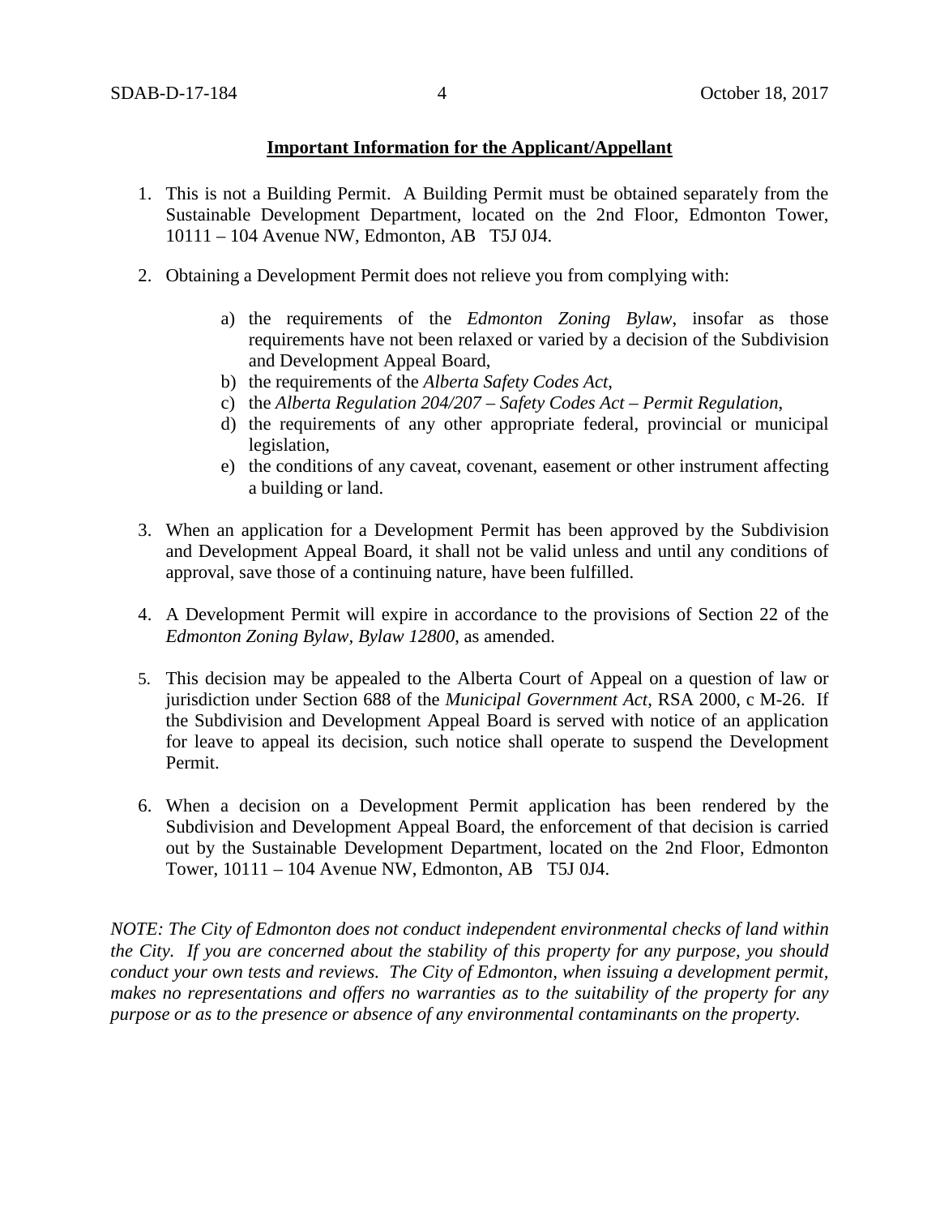**Important Information for the Applicant/Appellant**

1. This is not a Building Permit. A Building Permit must be obtained separately from the Sustainable Development Department, located on the 2nd Floor, Edmonton Tower, 10111 – 104 Avenue NW, Edmonton, AB T5J 0J4.

2. Obtaining a Development Permit does not relieve you from complying with:

   a) the requirements of the *Edmonton Zoning Bylaw*, insofar as those requirements have not been relaxed or varied by a decision of the Subdivision and Development Appeal Board,
   b) the requirements of the *Alberta Safety Codes Act*,
   c) the *Alberta Regulation 204/207 – Safety Codes Act – Permit Regulation*,
   d) the requirements of any other appropriate federal, provincial or municipal legislation,
   e) the conditions of any caveat, covenant, easement or other instrument affecting a building or land.

3. When an application for a Development Permit has been approved by the Subdivision and Development Appeal Board, it shall not be valid unless and until any conditions of approval, save those of a continuing nature, have been fulfilled.

4. A Development Permit will expire in accordance to the provisions of Section 22 of the *Edmonton Zoning Bylaw, Bylaw 12800*, as amended.

5. This decision may be appealed to the Alberta Court of Appeal on a question of law or jurisdiction under Section 688 of the *Municipal Government Act*, RSA 2000, c M-26. If the Subdivision and Development Appeal Board is served with notice of an application for leave to appeal its decision, such notice shall operate to suspend the Development Permit.

6. When a decision on a Development Permit application has been rendered by the Subdivision and Development Appeal Board, the enforcement of that decision is carried out by the Sustainable Development Department, located on the 2nd Floor, Edmonton Tower, 10111 – 104 Avenue NW, Edmonton, AB T5J 0J4.

*NOTE: The City of Edmonton does not conduct independent environmental checks of land within the City. If you are concerned about the stability of this property for any purpose, you should conduct your own tests and reviews. The City of Edmonton, when issuing a development permit, makes no representations and offers no warranties as to the suitability of the property for any purpose or as to the presence or absence of any environmental contaminants on the property.*